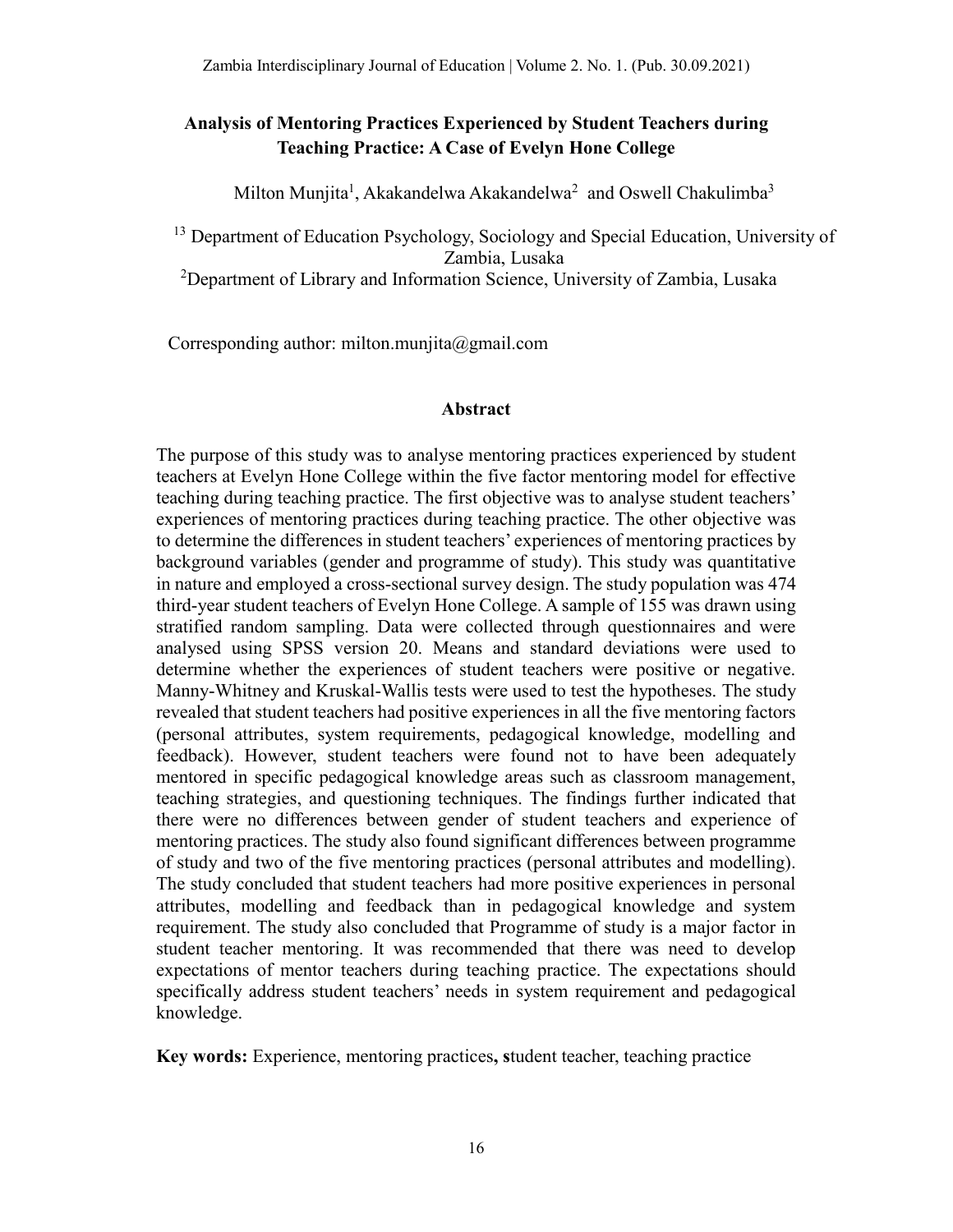# Analysis of Mentoring Practices Experienced by Student Teachers during Teaching Practice: A Case of Evelyn Hone College

Milton Munjita[1], Akakandelwa Akakandelwa[2] and Oswell Chakulimba[3]

[13] Department of Education Psychology, Sociology and Special Education, University of Zambia, Lusaka
[2]Department of Library and Information Science, University of Zambia, Lusaka

Corresponding author: milton.munjita@gmail.com

## Abstract

The purpose of this study was to analyse mentoring practices experienced by student teachers at Evelyn Hone College within the five factor mentoring model for effective teaching during teaching practice. The first objective was to analyse student teachers' experiences of mentoring practices during teaching practice. The other objective was to determine the differences in student teachers' experiences of mentoring practices by background variables (gender and programme of study). This study was quantitative in nature and employed a cross-sectional survey design. The study population was 474 third-year student teachers of Evelyn Hone College. A sample of 155 was drawn using stratified random sampling. Data were collected through questionnaires and were analysed using SPSS version 20. Means and standard deviations were used to determine whether the experiences of student teachers were positive or negative. Manny-Whitney and Kruskal-Wallis tests were used to test the hypotheses. The study revealed that student teachers had positive experiences in all the five mentoring factors (personal attributes, system requirements, pedagogical knowledge, modelling and feedback). However, student teachers were found not to have been adequately mentored in specific pedagogical knowledge areas such as classroom management, teaching strategies, and questioning techniques. The findings further indicated that there were no differences between gender of student teachers and experience of mentoring practices. The study also found significant differences between programme of study and two of the five mentoring practices (personal attributes and modelling). The study concluded that student teachers had more positive experiences in personal attributes, modelling and feedback than in pedagogical knowledge and system requirement. The study also concluded that Programme of study is a major factor in student teacher mentoring. It was recommended that there was need to develop expectations of mentor teachers during teaching practice. The expectations should specifically address student teachers' needs in system requirement and pedagogical knowledge.

**Key words:** Experience, mentoring practices**, s**tudent teacher, teaching practice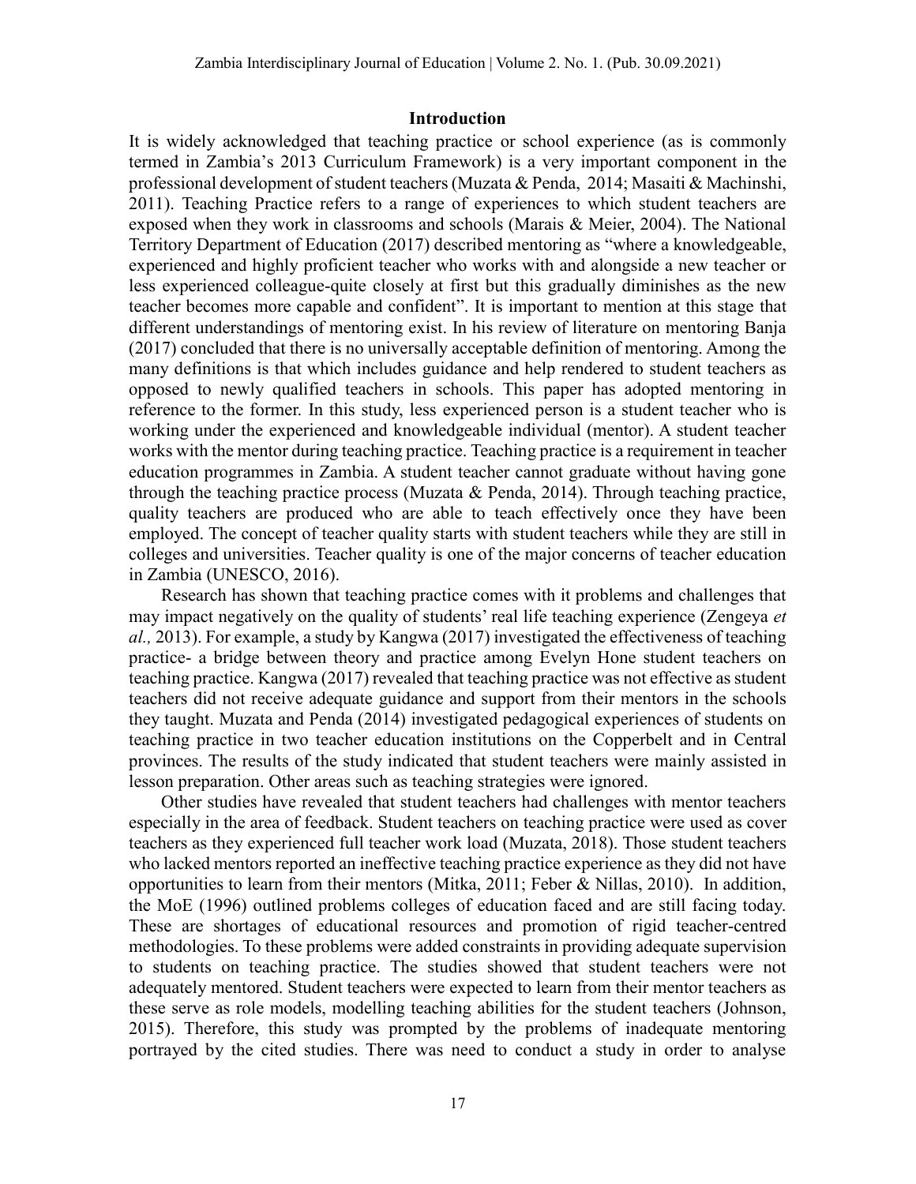## Introduction

It is widely acknowledged that teaching practice or school experience (as is commonly termed in Zambia's 2013 Curriculum Framework) is a very important component in the professional development of student teachers (Muzata & Penda, 2014; Masaiti & Machinshi, 2011). Teaching Practice refers to a range of experiences to which student teachers are exposed when they work in classrooms and schools (Marais & Meier, 2004). The National Territory Department of Education (2017) described mentoring as "where a knowledgeable, experienced and highly proficient teacher who works with and alongside a new teacher or less experienced colleague-quite closely at first but this gradually diminishes as the new teacher becomes more capable and confident". It is important to mention at this stage that different understandings of mentoring exist. In his review of literature on mentoring Banja (2017) concluded that there is no universally acceptable definition of mentoring. Among the many definitions is that which includes guidance and help rendered to student teachers as opposed to newly qualified teachers in schools. This paper has adopted mentoring in reference to the former. In this study, less experienced person is a student teacher who is working under the experienced and knowledgeable individual (mentor). A student teacher works with the mentor during teaching practice. Teaching practice is a requirement in teacher education programmes in Zambia. A student teacher cannot graduate without having gone through the teaching practice process (Muzata & Penda, 2014). Through teaching practice, quality teachers are produced who are able to teach effectively once they have been employed. The concept of teacher quality starts with student teachers while they are still in colleges and universities. Teacher quality is one of the major concerns of teacher education in Zambia (UNESCO, 2016).

Research has shown that teaching practice comes with it problems and challenges that may impact negatively on the quality of students' real life teaching experience (Zengeya *et al.,* 2013). For example, a study by Kangwa (2017) investigated the effectiveness of teaching practice- a bridge between theory and practice among Evelyn Hone student teachers on teaching practice. Kangwa (2017) revealed that teaching practice was not effective as student teachers did not receive adequate guidance and support from their mentors in the schools they taught. Muzata and Penda (2014) investigated pedagogical experiences of students on teaching practice in two teacher education institutions on the Copperbelt and in Central provinces. The results of the study indicated that student teachers were mainly assisted in lesson preparation. Other areas such as teaching strategies were ignored.

Other studies have revealed that student teachers had challenges with mentor teachers especially in the area of feedback. Student teachers on teaching practice were used as cover teachers as they experienced full teacher work load (Muzata, 2018). Those student teachers who lacked mentors reported an ineffective teaching practice experience as they did not have opportunities to learn from their mentors (Mitka, 2011; Feber & Nillas, 2010). In addition, the MoE (1996) outlined problems colleges of education faced and are still facing today. These are shortages of educational resources and promotion of rigid teacher-centred methodologies. To these problems were added constraints in providing adequate supervision to students on teaching practice. The studies showed that student teachers were not adequately mentored. Student teachers were expected to learn from their mentor teachers as these serve as role models, modelling teaching abilities for the student teachers (Johnson, 2015). Therefore, this study was prompted by the problems of inadequate mentoring portrayed by the cited studies. There was need to conduct a study in order to analyse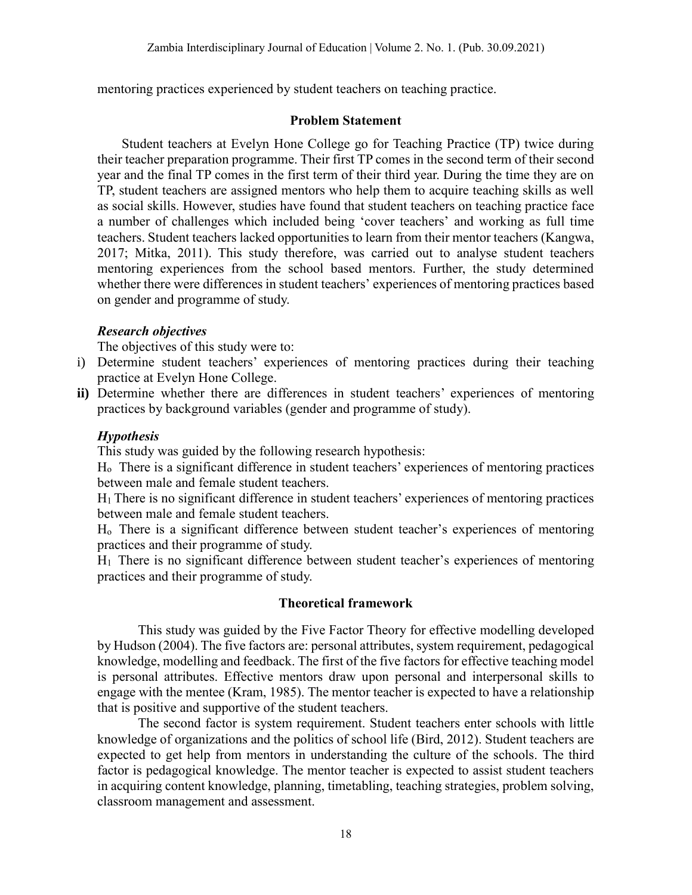mentoring practices experienced by student teachers on teaching practice.

## Problem Statement

Student teachers at Evelyn Hone College go for Teaching Practice (TP) twice during their teacher preparation programme. Their first TP comes in the second term of their second year and the final TP comes in the first term of their third year. During the time they are on TP, student teachers are assigned mentors who help them to acquire teaching skills as well as social skills. However, studies have found that student teachers on teaching practice face a number of challenges which included being 'cover teachers' and working as full time teachers. Student teachers lacked opportunities to learn from their mentor teachers (Kangwa, 2017; Mitka, 2011). This study therefore, was carried out to analyse student teachers mentoring experiences from the school based mentors. Further, the study determined whether there were differences in student teachers' experiences of mentoring practices based on gender and programme of study.

### *Research objectives*

The objectives of this study were to:

i) Determine student teachers' experiences of mentoring practices during their teaching practice at Evelyn Hone College.

**ii)** Determine whether there are differences in student teachers' experiences of mentoring practices by background variables (gender and programme of study).

### *Hypothesis*

This study was guided by the following research hypothesis:

$H_o$ There is a significant difference in student teachers' experiences of mentoring practices between male and female student teachers.

$H_1$ There is no significant difference in student teachers' experiences of mentoring practices between male and female student teachers.

$H_o$ There is a significant difference between student teacher's experiences of mentoring practices and their programme of study.

$H_1$ There is no significant difference between student teacher's experiences of mentoring practices and their programme of study.

## Theoretical framework

This study was guided by the Five Factor Theory for effective modelling developed by Hudson (2004). The five factors are: personal attributes, system requirement, pedagogical knowledge, modelling and feedback. The first of the five factors for effective teaching model is personal attributes. Effective mentors draw upon personal and interpersonal skills to engage with the mentee (Kram, 1985). The mentor teacher is expected to have a relationship that is positive and supportive of the student teachers.

The second factor is system requirement. Student teachers enter schools with little knowledge of organizations and the politics of school life (Bird, 2012). Student teachers are expected to get help from mentors in understanding the culture of the schools. The third factor is pedagogical knowledge. The mentor teacher is expected to assist student teachers in acquiring content knowledge, planning, timetabling, teaching strategies, problem solving, classroom management and assessment.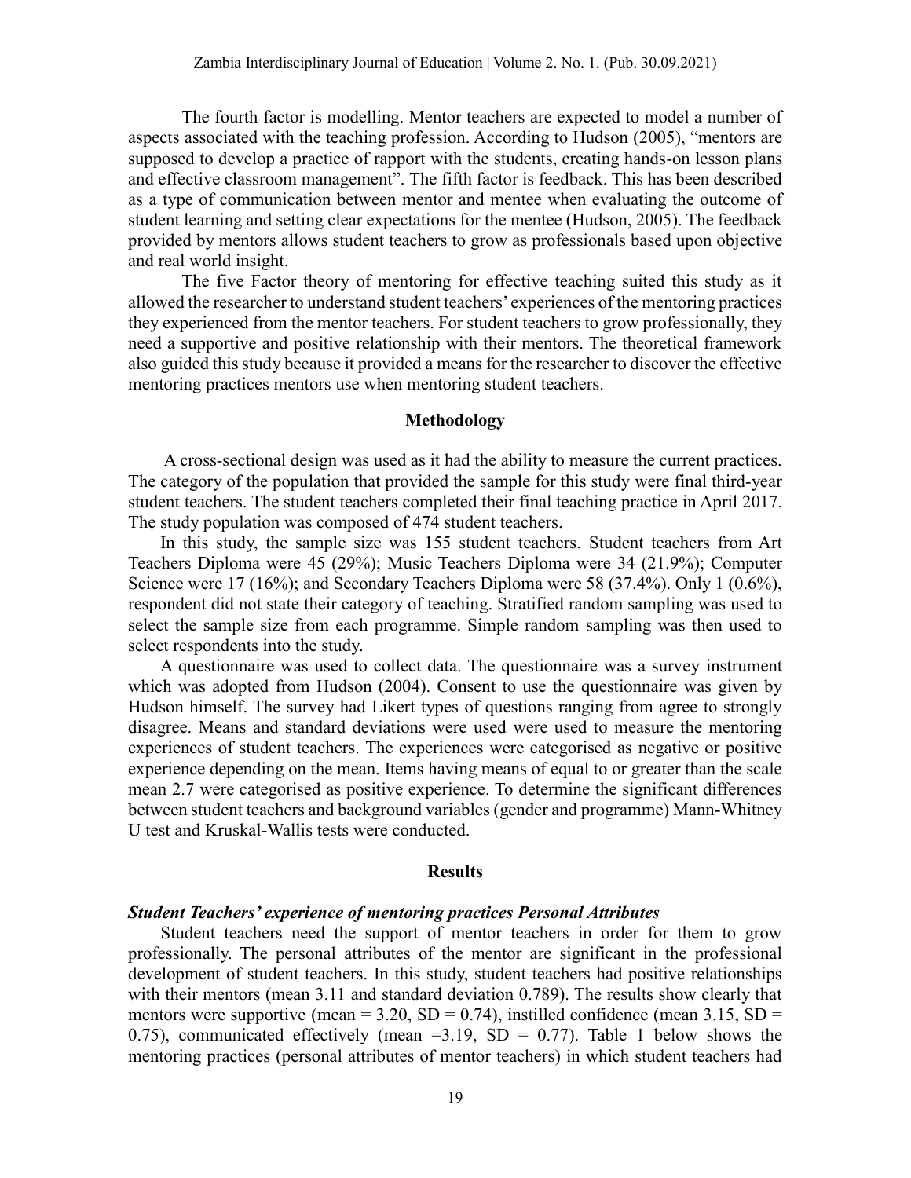The fourth factor is modelling. Mentor teachers are expected to model a number of aspects associated with the teaching profession. According to Hudson (2005), "mentors are supposed to develop a practice of rapport with the students, creating hands-on lesson plans and effective classroom management". The fifth factor is feedback. This has been described as a type of communication between mentor and mentee when evaluating the outcome of student learning and setting clear expectations for the mentee (Hudson, 2005). The feedback provided by mentors allows student teachers to grow as professionals based upon objective and real world insight.

The five Factor theory of mentoring for effective teaching suited this study as it allowed the researcher to understand student teachers' experiences of the mentoring practices they experienced from the mentor teachers. For student teachers to grow professionally, they need a supportive and positive relationship with their mentors. The theoretical framework also guided this study because it provided a means for the researcher to discover the effective mentoring practices mentors use when mentoring student teachers.

## Methodology

A cross-sectional design was used as it had the ability to measure the current practices. The category of the population that provided the sample for this study were final third-year student teachers. The student teachers completed their final teaching practice in April 2017. The study population was composed of 474 student teachers.

In this study, the sample size was 155 student teachers. Student teachers from Art Teachers Diploma were 45 (29%); Music Teachers Diploma were 34 (21.9%); Computer Science were 17 (16%); and Secondary Teachers Diploma were 58 (37.4%). Only 1 (0.6%), respondent did not state their category of teaching. Stratified random sampling was used to select the sample size from each programme. Simple random sampling was then used to select respondents into the study.

A questionnaire was used to collect data. The questionnaire was a survey instrument which was adopted from Hudson (2004). Consent to use the questionnaire was given by Hudson himself. The survey had Likert types of questions ranging from agree to strongly disagree. Means and standard deviations were used were used to measure the mentoring experiences of student teachers. The experiences were categorised as negative or positive experience depending on the mean. Items having means of equal to or greater than the scale mean 2.7 were categorised as positive experience. To determine the significant differences between student teachers and background variables (gender and programme) Mann-Whitney U test and Kruskal-Wallis tests were conducted.

## Results

### *Student Teachers' experience of mentoring practices Personal Attributes*

Student teachers need the support of mentor teachers in order for them to grow professionally. The personal attributes of the mentor are significant in the professional development of student teachers. In this study, student teachers had positive relationships with their mentors (mean 3.11 and standard deviation 0.789). The results show clearly that mentors were supportive (mean = 3.20, SD = 0.74), instilled confidence (mean 3.15, SD = 0.75), communicated effectively (mean =3.19, SD = 0.77). Table 1 below shows the mentoring practices (personal attributes of mentor teachers) in which student teachers had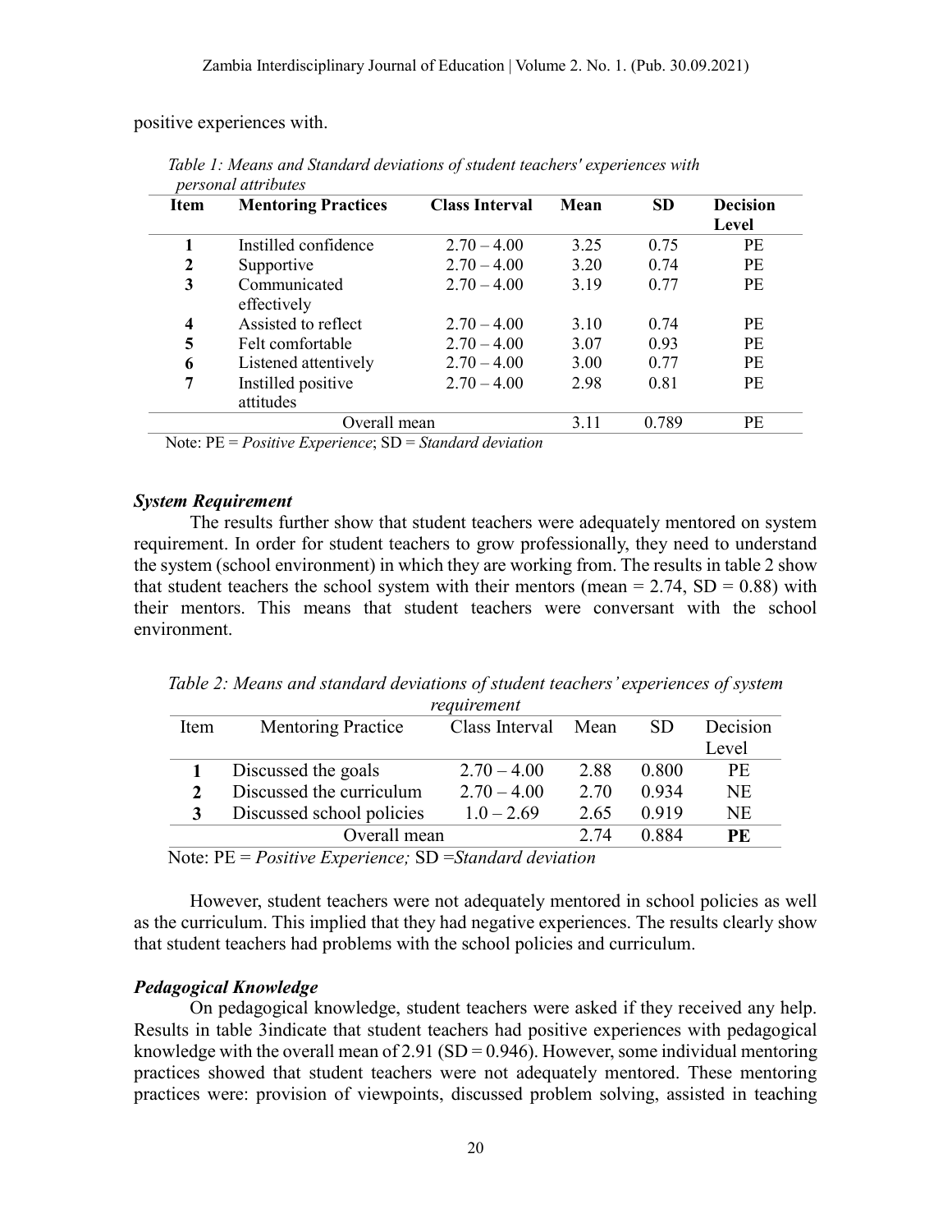positive experiences with.

*Table 1: Means and Standard deviations of student teachers' experiences with personal attributes*

| Item | Mentoring Practices | Class Interval | Mean | SD | Decision Level |
|---|---|---|---|---|---|
| 1 | Instilled confidence | 2.70 – 4.00 | 3.25 | 0.75 | PE |
| 2 | Supportive | 2.70 – 4.00 | 3.20 | 0.74 | PE |
| 3 | Communicated effectively | 2.70 – 4.00 | 3.19 | 0.77 | PE |
| 4 | Assisted to reflect | 2.70 – 4.00 | 3.10 | 0.74 | PE |
| 5 | Felt comfortable | 2.70 – 4.00 | 3.07 | 0.93 | PE |
| 6 | Listened attentively | 2.70 – 4.00 | 3.00 | 0.77 | PE |
| 7 | Instilled positive attitudes | 2.70 – 4.00 | 2.98 | 0.81 | PE |
| | Overall mean | | 3.11 | 0.789 | PE |

Note: PE = *Positive Experience*; SD = *Standard deviation*

### *System Requirement*

The results further show that student teachers were adequately mentored on system requirement. In order for student teachers to grow professionally, they need to understand the system (school environment) in which they are working from. The results in table 2 show that student teachers the school system with their mentors (mean = 2.74, SD = 0.88) with their mentors. This means that student teachers were conversant with the school environment.

*Table 2: Means and standard deviations of student teachers' experiences of system requirement*

| Item | Mentoring Practice | Class Interval | Mean | SD | Decision Level |
|---|---|---|---|---|---|
| 1 | Discussed the goals | 2.70 – 4.00 | 2.88 | 0.800 | PE |
| 2 | Discussed the curriculum | 2.70 – 4.00 | 2.70 | 0.934 | NE |
| 3 | Discussed school policies | 1.0 – 2.69 | 2.65 | 0.919 | NE |
| | Overall mean | | 2.74 | 0.884 | **PE** |

Note: PE = *Positive Experience;* SD =*Standard deviation*

However, student teachers were not adequately mentored in school policies as well as the curriculum. This implied that they had negative experiences. The results clearly show that student teachers had problems with the school policies and curriculum.

### *Pedagogical Knowledge*

On pedagogical knowledge, student teachers were asked if they received any help. Results in table 3indicate that student teachers had positive experiences with pedagogical knowledge with the overall mean of 2.91 (SD = 0.946). However, some individual mentoring practices showed that student teachers were not adequately mentored. These mentoring practices were: provision of viewpoints, discussed problem solving, assisted in teaching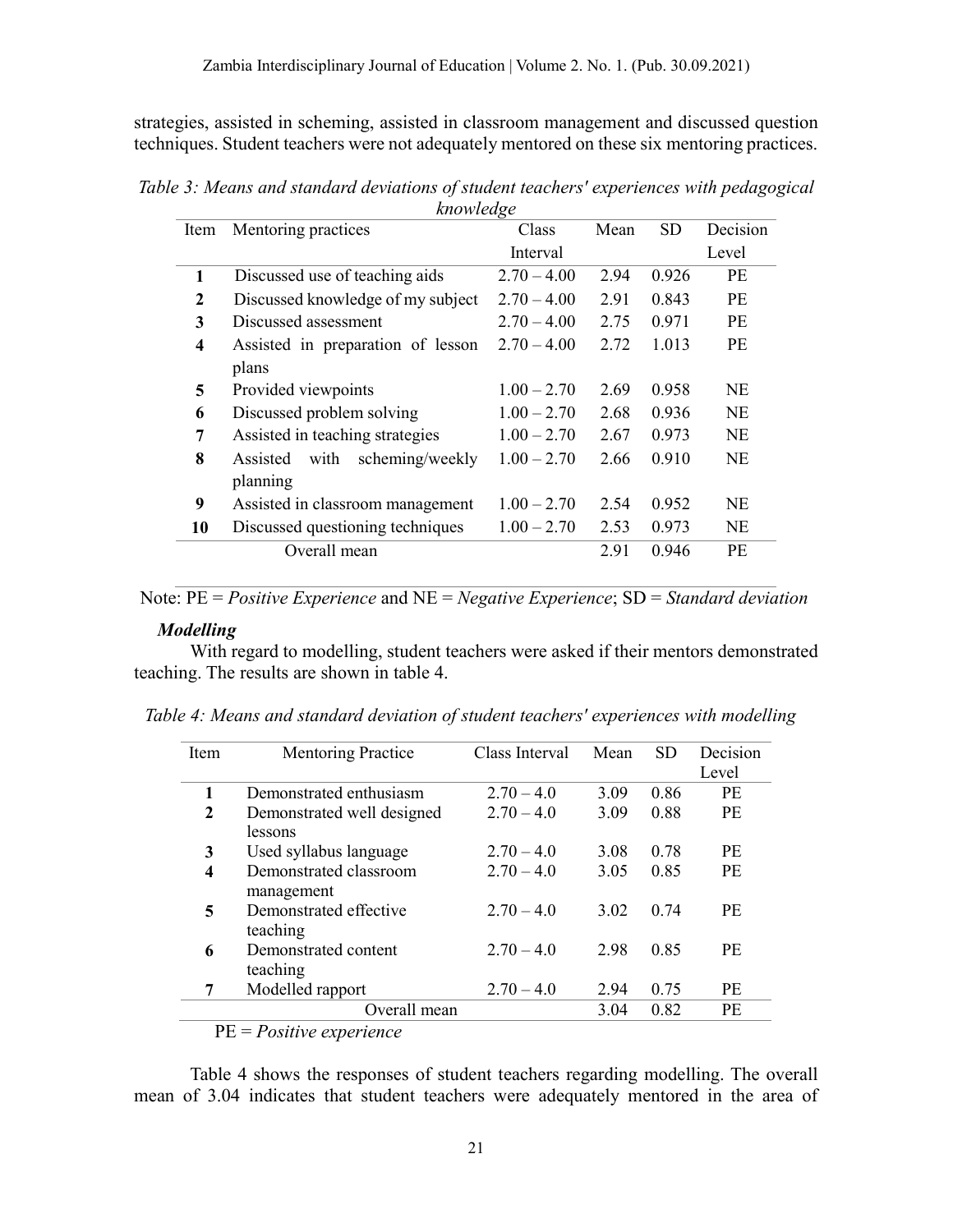strategies, assisted in scheming, assisted in classroom management and discussed question techniques. Student teachers were not adequately mentored on these six mentoring practices.

*Table 3: Means and standard deviations of student teachers' experiences with pedagogical knowledge*

| Item | Mentoring practices | Class Interval | Mean | SD | Decision Level |
|---|---|---|---|---|---|
| **1** | Discussed use of teaching aids | 2.70 – 4.00 | 2.94 | 0.926 | PE |
| **2** | Discussed knowledge of my subject | 2.70 – 4.00 | 2.91 | 0.843 | PE |
| **3** | Discussed assessment | 2.70 – 4.00 | 2.75 | 0.971 | PE |
| **4** | Assisted in preparation of lesson plans | 2.70 – 4.00 | 2.72 | 1.013 | PE |
| **5** | Provided viewpoints | 1.00 – 2.70 | 2.69 | 0.958 | NE |
| **6** | Discussed problem solving | 1.00 – 2.70 | 2.68 | 0.936 | NE |
| **7** | Assisted in teaching strategies | 1.00 – 2.70 | 2.67 | 0.973 | NE |
| **8** | Assisted with scheming/weekly planning | 1.00 – 2.70 | 2.66 | 0.910 | NE |
| **9** | Assisted in classroom management | 1.00 – 2.70 | 2.54 | 0.952 | NE |
| **10** | Discussed questioning techniques | 1.00 – 2.70 | 2.53 | 0.973 | NE |
| | Overall mean | | 2.91 | 0.946 | PE |

Note: PE = *Positive Experience* and NE = *Negative Experience*; SD = *Standard deviation*

***Modelling***

With regard to modelling, student teachers were asked if their mentors demonstrated teaching. The results are shown in table 4.

*Table 4: Means and standard deviation of student teachers' experiences with modelling*

| Item | Mentoring Practice | Class Interval | Mean | SD | Decision Level |
|---|---|---|---|---|---|
| **1** | Demonstrated enthusiasm | 2.70 – 4.0 | 3.09 | 0.86 | PE |
| **2** | Demonstrated well designed lessons | 2.70 – 4.0 | 3.09 | 0.88 | PE |
| **3** | Used syllabus language | 2.70 – 4.0 | 3.08 | 0.78 | PE |
| **4** | Demonstrated classroom management | 2.70 – 4.0 | 3.05 | 0.85 | PE |
| **5** | Demonstrated effective teaching | 2.70 – 4.0 | 3.02 | 0.74 | PE |
| **6** | Demonstrated content teaching | 2.70 – 4.0 | 2.98 | 0.85 | PE |
| **7** | Modelled rapport | 2.70 – 4.0 | 2.94 | 0.75 | PE |
| | Overall mean | | 3.04 | 0.82 | PE |

PE = *Positive experience*

Table 4 shows the responses of student teachers regarding modelling. The overall mean of 3.04 indicates that student teachers were adequately mentored in the area of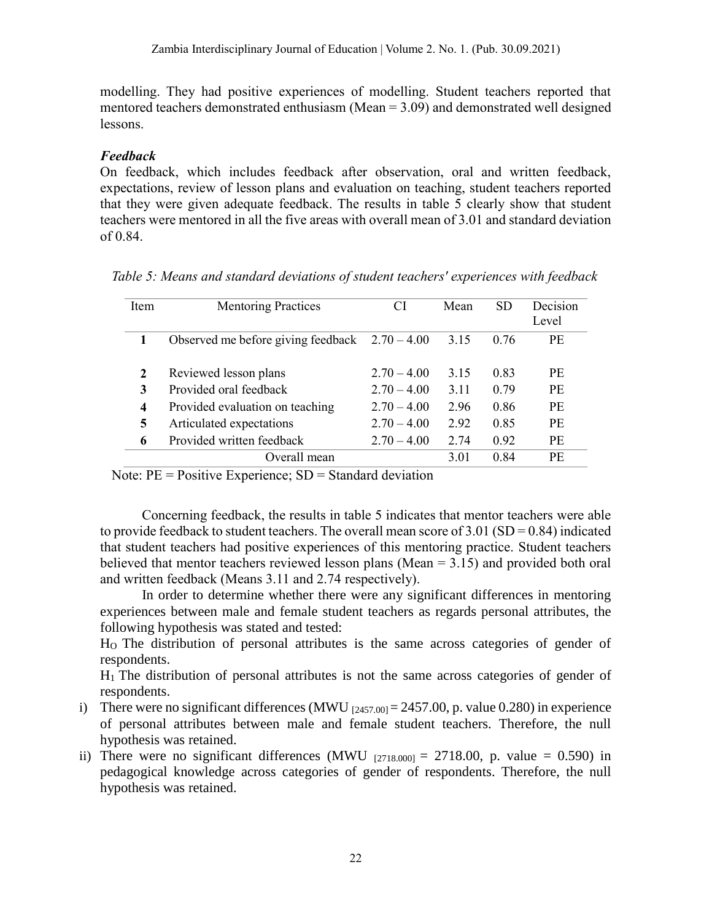modelling. They had positive experiences of modelling. Student teachers reported that mentored teachers demonstrated enthusiasm (Mean = 3.09) and demonstrated well designed lessons.

***Feedback***

On feedback, which includes feedback after observation, oral and written feedback, expectations, review of lesson plans and evaluation on teaching, student teachers reported that they were given adequate feedback. The results in table 5 clearly show that student teachers were mentored in all the five areas with overall mean of 3.01 and standard deviation of 0.84.

*Table 5: Means and standard deviations of student teachers' experiences with feedback*

| Item | Mentoring Practices | CI | Mean | SD | Decision Level |
|---|---|---|---|---|---|
| **1** | Observed me before giving feedback | 2.70 – 4.00 | 3.15 | 0.76 | PE |
| **2** | Reviewed lesson plans | 2.70 – 4.00 | 3.15 | 0.83 | PE |
| **3** | Provided oral feedback | 2.70 – 4.00 | 3.11 | 0.79 | PE |
| **4** | Provided evaluation on teaching | 2.70 – 4.00 | 2.96 | 0.86 | PE |
| **5** | Articulated expectations | 2.70 – 4.00 | 2.92 | 0.85 | PE |
| **6** | Provided written feedback | 2.70 – 4.00 | 2.74 | 0.92 | PE |
| | Overall mean | | 3.01 | 0.84 | PE |

Note: PE = Positive Experience; SD = Standard deviation

Concerning feedback, the results in table 5 indicates that mentor teachers were able to provide feedback to student teachers. The overall mean score of 3.01 (SD = 0.84) indicated that student teachers had positive experiences of this mentoring practice. Student teachers believed that mentor teachers reviewed lesson plans (Mean = 3.15) and provided both oral and written feedback (Means 3.11 and 2.74 respectively).

In order to determine whether there were any significant differences in mentoring experiences between male and female student teachers as regards personal attributes, the following hypothesis was stated and tested:

$H_O$ The distribution of personal attributes is the same across categories of gender of respondents.

$H_1$ The distribution of personal attributes is not the same across categories of gender of respondents.

i) There were no significant differences ($MWU_{[2457.00]} = 2457.00$, p. value 0.280) in experience of personal attributes between male and female student teachers. Therefore, the null hypothesis was retained.
ii) There were no significant differences ($MWU_{[2718.000]} = 2718.00$, p. value = 0.590) in pedagogical knowledge across categories of gender of respondents. Therefore, the null hypothesis was retained.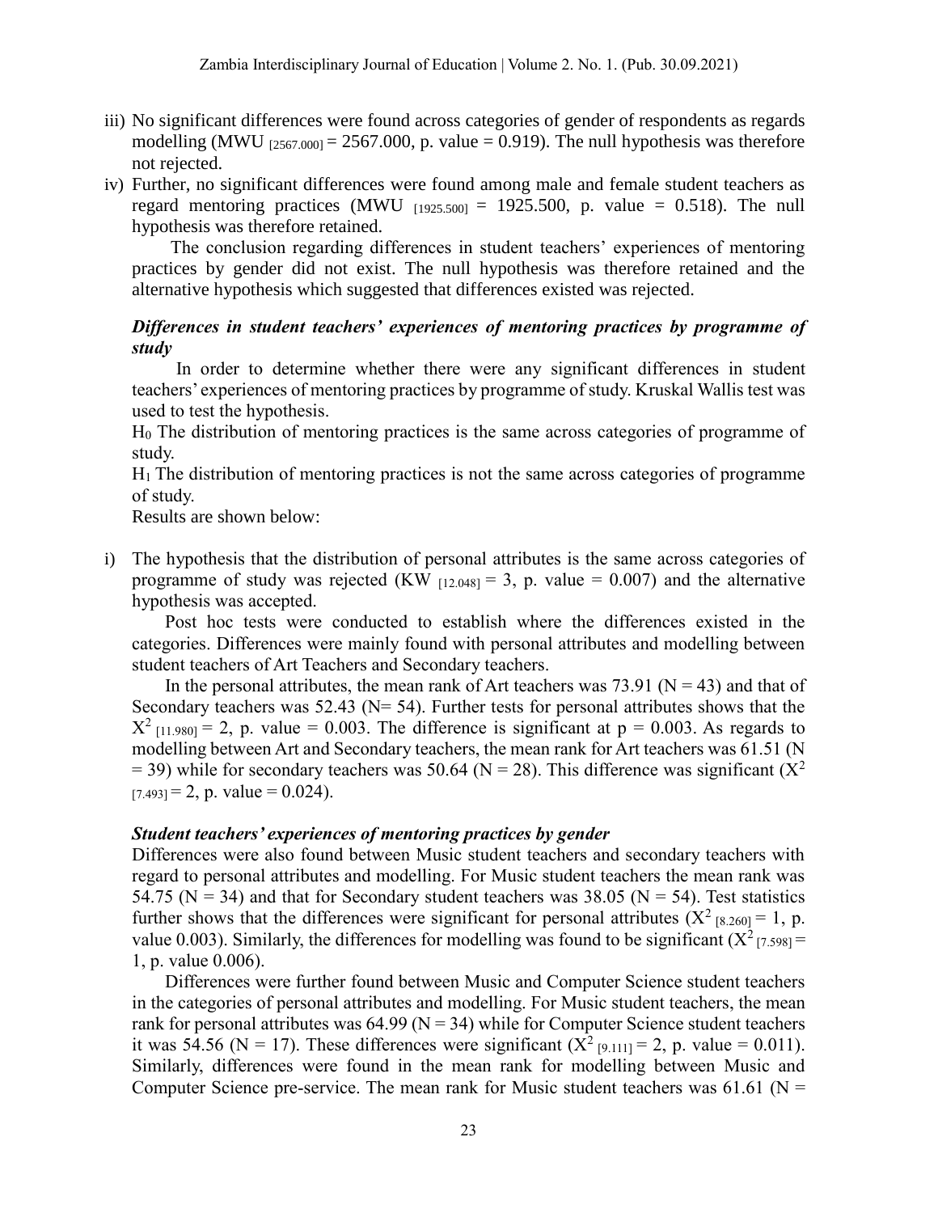iii) No significant differences were found across categories of gender of respondents as regards modelling (MWU $_{[2567.000]}$ = 2567.000, p. value = 0.919). The null hypothesis was therefore not rejected.

iv) Further, no significant differences were found among male and female student teachers as regard mentoring practices (MWU $_{[1925.500]}$ = 1925.500, p. value = 0.518). The null hypothesis was therefore retained.

The conclusion regarding differences in student teachers' experiences of mentoring practices by gender did not exist. The null hypothesis was therefore retained and the alternative hypothesis which suggested that differences existed was rejected.

### *Differences in student teachers' experiences of mentoring practices by programme of study*

In order to determine whether there were any significant differences in student teachers' experiences of mentoring practices by programme of study. Kruskal Wallis test was used to test the hypothesis.

$H_0$ The distribution of mentoring practices is the same across categories of programme of study.

$H_1$ The distribution of mentoring practices is not the same across categories of programme of study.

Results are shown below:

i) The hypothesis that the distribution of personal attributes is the same across categories of programme of study was rejected (KW $_{[12.048]}$ = 3, p. value = 0.007) and the alternative hypothesis was accepted.

Post hoc tests were conducted to establish where the differences existed in the categories. Differences were mainly found with personal attributes and modelling between student teachers of Art Teachers and Secondary teachers.

In the personal attributes, the mean rank of Art teachers was 73.91 (N = 43) and that of Secondary teachers was 52.43 (N= 54). Further tests for personal attributes shows that the $X^2_{[11.980]} = 2$, p. value = 0.003. The difference is significant at p = 0.003. As regards to modelling between Art and Secondary teachers, the mean rank for Art teachers was 61.51 (N = 39) while for secondary teachers was 50.64 (N = 28). This difference was significant ($X^2_{[7.493]} = 2$, p. value = 0.024).

### *Student teachers' experiences of mentoring practices by gender*

Differences were also found between Music student teachers and secondary teachers with regard to personal attributes and modelling. For Music student teachers the mean rank was 54.75 (N = 34) and that for Secondary student teachers was 38.05 (N = 54). Test statistics further shows that the differences were significant for personal attributes ($X^2_{[8.260]} = 1$, p. value 0.003). Similarly, the differences for modelling was found to be significant ($X^2_{[7.598]} = 1$, p. value 0.006).

Differences were further found between Music and Computer Science student teachers in the categories of personal attributes and modelling. For Music student teachers, the mean rank for personal attributes was 64.99 (N = 34) while for Computer Science student teachers it was 54.56 (N = 17). These differences were significant ($X^2_{[9.111]} = 2$, p. value = 0.011). Similarly, differences were found in the mean rank for modelling between Music and Computer Science pre-service. The mean rank for Music student teachers was 61.61 (N =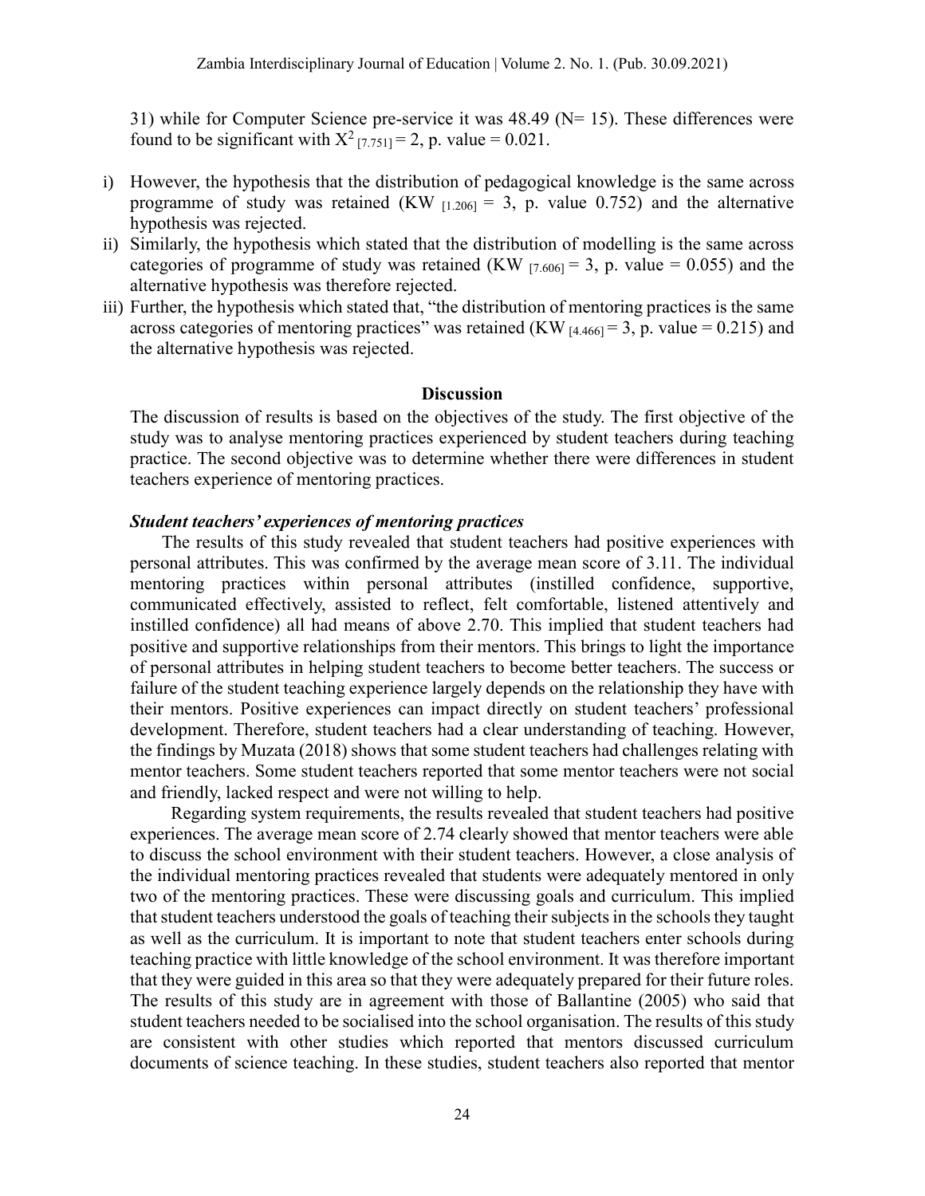31) while for Computer Science pre-service it was 48.49 (N= 15). These differences were found to be significant with $X^2_{[7.751]} = 2$, p. value = 0.021.

i) However, the hypothesis that the distribution of pedagogical knowledge is the same across programme of study was retained ($KW_{[1.206]} = 3$, p. value 0.752) and the alternative hypothesis was rejected.
ii) Similarly, the hypothesis which stated that the distribution of modelling is the same across categories of programme of study was retained ($KW_{[7.606]} = 3$, p. value = 0.055) and the alternative hypothesis was therefore rejected.
iii) Further, the hypothesis which stated that, "the distribution of mentoring practices is the same across categories of mentoring practices" was retained ($KW_{[4.466]} = 3$, p. value = 0.215) and the alternative hypothesis was rejected.

## Discussion

The discussion of results is based on the objectives of the study. The first objective of the study was to analyse mentoring practices experienced by student teachers during teaching practice. The second objective was to determine whether there were differences in student teachers experience of mentoring practices.

### *Student teachers' experiences of mentoring practices*

The results of this study revealed that student teachers had positive experiences with personal attributes. This was confirmed by the average mean score of 3.11. The individual mentoring practices within personal attributes (instilled confidence, supportive, communicated effectively, assisted to reflect, felt comfortable, listened attentively and instilled confidence) all had means of above 2.70. This implied that student teachers had positive and supportive relationships from their mentors. This brings to light the importance of personal attributes in helping student teachers to become better teachers. The success or failure of the student teaching experience largely depends on the relationship they have with their mentors. Positive experiences can impact directly on student teachers' professional development. Therefore, student teachers had a clear understanding of teaching. However, the findings by Muzata (2018) shows that some student teachers had challenges relating with mentor teachers. Some student teachers reported that some mentor teachers were not social and friendly, lacked respect and were not willing to help.

Regarding system requirements, the results revealed that student teachers had positive experiences. The average mean score of 2.74 clearly showed that mentor teachers were able to discuss the school environment with their student teachers. However, a close analysis of the individual mentoring practices revealed that students were adequately mentored in only two of the mentoring practices. These were discussing goals and curriculum. This implied that student teachers understood the goals of teaching their subjects in the schools they taught as well as the curriculum. It is important to note that student teachers enter schools during teaching practice with little knowledge of the school environment. It was therefore important that they were guided in this area so that they were adequately prepared for their future roles. The results of this study are in agreement with those of Ballantine (2005) who said that student teachers needed to be socialised into the school organisation. The results of this study are consistent with other studies which reported that mentors discussed curriculum documents of science teaching. In these studies, student teachers also reported that mentor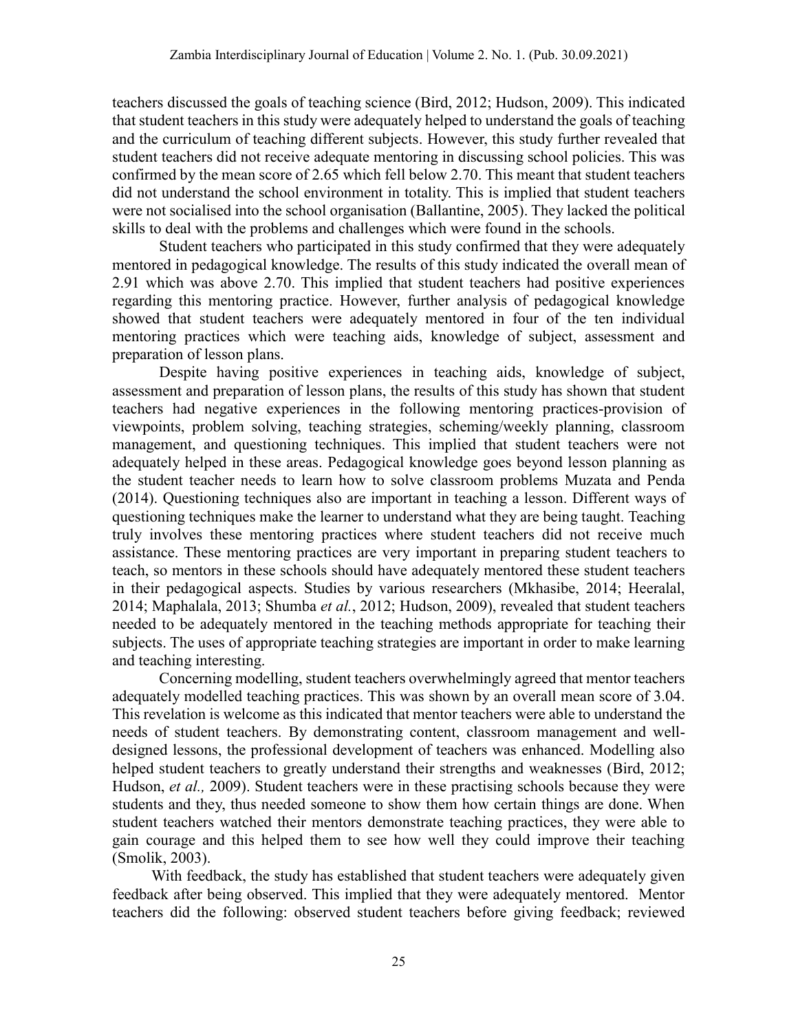teachers discussed the goals of teaching science (Bird, 2012; Hudson, 2009). This indicated that student teachers in this study were adequately helped to understand the goals of teaching and the curriculum of teaching different subjects. However, this study further revealed that student teachers did not receive adequate mentoring in discussing school policies. This was confirmed by the mean score of 2.65 which fell below 2.70. This meant that student teachers did not understand the school environment in totality. This is implied that student teachers were not socialised into the school organisation (Ballantine, 2005). They lacked the political skills to deal with the problems and challenges which were found in the schools.

Student teachers who participated in this study confirmed that they were adequately mentored in pedagogical knowledge. The results of this study indicated the overall mean of 2.91 which was above 2.70. This implied that student teachers had positive experiences regarding this mentoring practice. However, further analysis of pedagogical knowledge showed that student teachers were adequately mentored in four of the ten individual mentoring practices which were teaching aids, knowledge of subject, assessment and preparation of lesson plans.

Despite having positive experiences in teaching aids, knowledge of subject, assessment and preparation of lesson plans, the results of this study has shown that student teachers had negative experiences in the following mentoring practices-provision of viewpoints, problem solving, teaching strategies, scheming/weekly planning, classroom management, and questioning techniques. This implied that student teachers were not adequately helped in these areas. Pedagogical knowledge goes beyond lesson planning as the student teacher needs to learn how to solve classroom problems Muzata and Penda (2014). Questioning techniques also are important in teaching a lesson. Different ways of questioning techniques make the learner to understand what they are being taught. Teaching truly involves these mentoring practices where student teachers did not receive much assistance. These mentoring practices are very important in preparing student teachers to teach, so mentors in these schools should have adequately mentored these student teachers in their pedagogical aspects. Studies by various researchers (Mkhasibe, 2014; Heeralal, 2014; Maphalala, 2013; Shumba *et al.*, 2012; Hudson, 2009), revealed that student teachers needed to be adequately mentored in the teaching methods appropriate for teaching their subjects. The uses of appropriate teaching strategies are important in order to make learning and teaching interesting.

Concerning modelling, student teachers overwhelmingly agreed that mentor teachers adequately modelled teaching practices. This was shown by an overall mean score of 3.04. This revelation is welcome as this indicated that mentor teachers were able to understand the needs of student teachers. By demonstrating content, classroom management and well-designed lessons, the professional development of teachers was enhanced. Modelling also helped student teachers to greatly understand their strengths and weaknesses (Bird, 2012; Hudson, *et al.,* 2009). Student teachers were in these practising schools because they were students and they, thus needed someone to show them how certain things are done. When student teachers watched their mentors demonstrate teaching practices, they were able to gain courage and this helped them to see how well they could improve their teaching (Smolik, 2003).

With feedback, the study has established that student teachers were adequately given feedback after being observed. This implied that they were adequately mentored. Mentor teachers did the following: observed student teachers before giving feedback; reviewed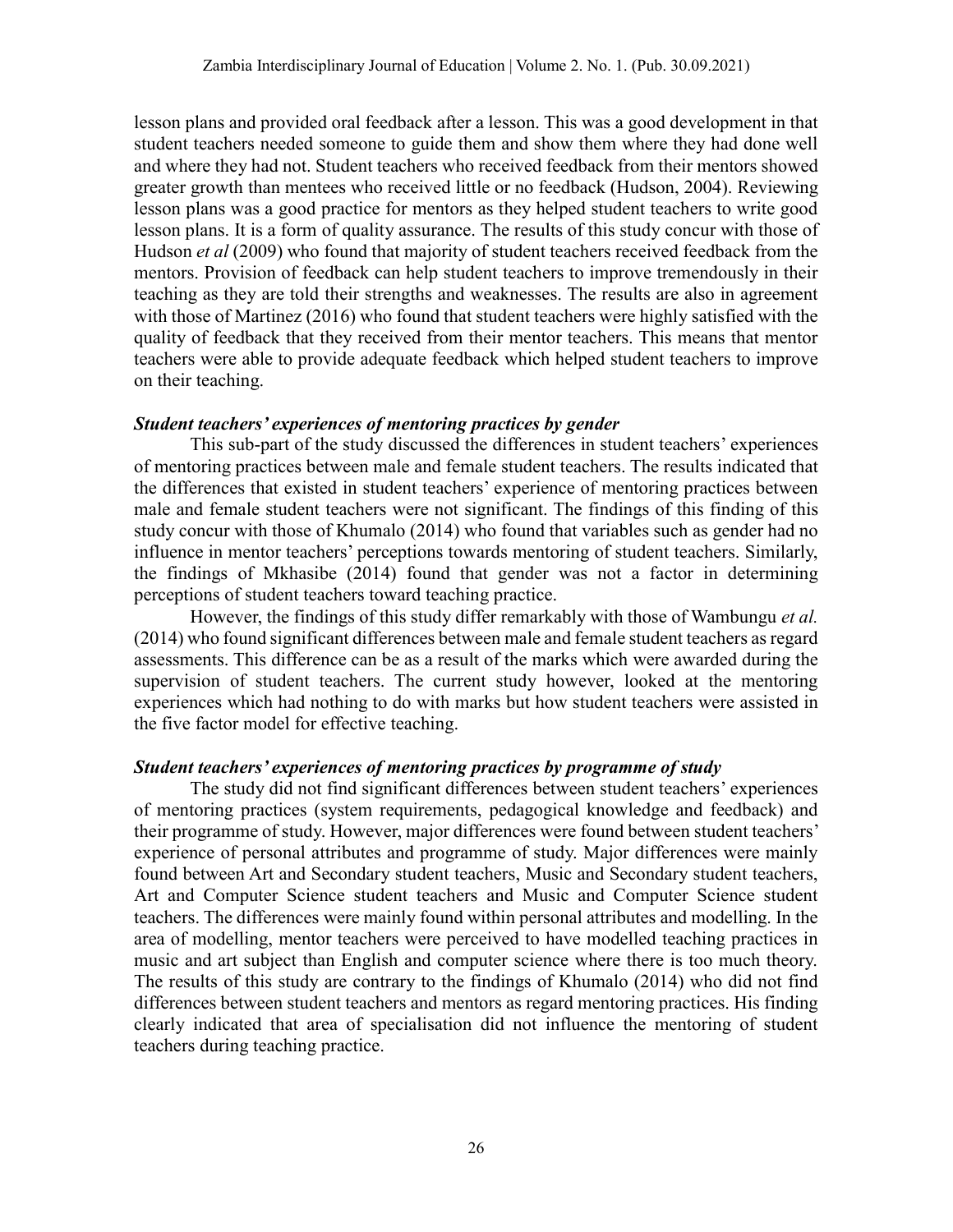lesson plans and provided oral feedback after a lesson. This was a good development in that student teachers needed someone to guide them and show them where they had done well and where they had not. Student teachers who received feedback from their mentors showed greater growth than mentees who received little or no feedback (Hudson, 2004). Reviewing lesson plans was a good practice for mentors as they helped student teachers to write good lesson plans. It is a form of quality assurance. The results of this study concur with those of Hudson *et al* (2009) who found that majority of student teachers received feedback from the mentors. Provision of feedback can help student teachers to improve tremendously in their teaching as they are told their strengths and weaknesses. The results are also in agreement with those of Martinez (2016) who found that student teachers were highly satisfied with the quality of feedback that they received from their mentor teachers. This means that mentor teachers were able to provide adequate feedback which helped student teachers to improve on their teaching.

### *Student teachers' experiences of mentoring practices by gender*

This sub-part of the study discussed the differences in student teachers' experiences of mentoring practices between male and female student teachers. The results indicated that the differences that existed in student teachers' experience of mentoring practices between male and female student teachers were not significant. The findings of this finding of this study concur with those of Khumalo (2014) who found that variables such as gender had no influence in mentor teachers' perceptions towards mentoring of student teachers. Similarly, the findings of Mkhasibe (2014) found that gender was not a factor in determining perceptions of student teachers toward teaching practice.

However, the findings of this study differ remarkably with those of Wambungu *et al.* (2014) who found significant differences between male and female student teachers as regard assessments. This difference can be as a result of the marks which were awarded during the supervision of student teachers. The current study however, looked at the mentoring experiences which had nothing to do with marks but how student teachers were assisted in the five factor model for effective teaching.

### *Student teachers' experiences of mentoring practices by programme of study*

The study did not find significant differences between student teachers' experiences of mentoring practices (system requirements, pedagogical knowledge and feedback) and their programme of study. However, major differences were found between student teachers' experience of personal attributes and programme of study. Major differences were mainly found between Art and Secondary student teachers, Music and Secondary student teachers, Art and Computer Science student teachers and Music and Computer Science student teachers. The differences were mainly found within personal attributes and modelling. In the area of modelling, mentor teachers were perceived to have modelled teaching practices in music and art subject than English and computer science where there is too much theory. The results of this study are contrary to the findings of Khumalo (2014) who did not find differences between student teachers and mentors as regard mentoring practices. His finding clearly indicated that area of specialisation did not influence the mentoring of student teachers during teaching practice.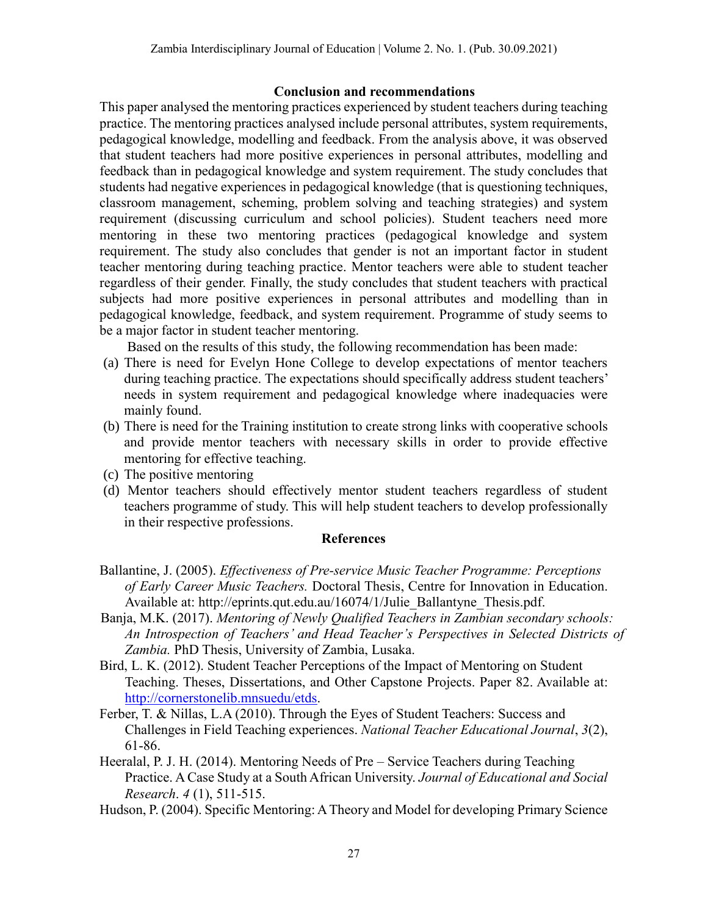## Conclusion and recommendations

This paper analysed the mentoring practices experienced by student teachers during teaching practice. The mentoring practices analysed include personal attributes, system requirements, pedagogical knowledge, modelling and feedback. From the analysis above, it was observed that student teachers had more positive experiences in personal attributes, modelling and feedback than in pedagogical knowledge and system requirement. The study concludes that students had negative experiences in pedagogical knowledge (that is questioning techniques, classroom management, scheming, problem solving and teaching strategies) and system requirement (discussing curriculum and school policies). Student teachers need more mentoring in these two mentoring practices (pedagogical knowledge and system requirement. The study also concludes that gender is not an important factor in student teacher mentoring during teaching practice. Mentor teachers were able to student teacher regardless of their gender. Finally, the study concludes that student teachers with practical subjects had more positive experiences in personal attributes and modelling than in pedagogical knowledge, feedback, and system requirement. Programme of study seems to be a major factor in student teacher mentoring.

Based on the results of this study, the following recommendation has been made:

(a) There is need for Evelyn Hone College to develop expectations of mentor teachers during teaching practice. The expectations should specifically address student teachers' needs in system requirement and pedagogical knowledge where inadequacies were mainly found.
(b) There is need for the Training institution to create strong links with cooperative schools and provide mentor teachers with necessary skills in order to provide effective mentoring for effective teaching.
(c) The positive mentoring
(d) Mentor teachers should effectively mentor student teachers regardless of student teachers programme of study. This will help student teachers to develop professionally in their respective professions.

## References

Ballantine, J. (2005). *Effectiveness of Pre-service Music Teacher Programme: Perceptions of Early Career Music Teachers.* Doctoral Thesis, Centre for Innovation in Education. Available at: http://eprints.qut.edu.au/16074/1/Julie_Ballantyne_Thesis.pdf.

Banja, M.K. (2017). *Mentoring of Newly Qualified Teachers in Zambian secondary schools: An Introspection of Teachers' and Head Teacher's Perspectives in Selected Districts of Zambia.* PhD Thesis, University of Zambia, Lusaka.

Bird, L. K. (2012). Student Teacher Perceptions of the Impact of Mentoring on Student Teaching. Theses, Dissertations, and Other Capstone Projects. Paper 82. Available at: http://cornerstonelib.mnsuedu/etds.

Ferber, T. & Nillas, L.A (2010). Through the Eyes of Student Teachers: Success and Challenges in Field Teaching experiences. *National Teacher Educational Journal*, *3*(2), 61-86.

Heeralal, P. J. H. (2014). Mentoring Needs of Pre – Service Teachers during Teaching Practice. A Case Study at a South African University. *Journal of Educational and Social Research*. *4* (1), 511-515.

Hudson, P. (2004). Specific Mentoring: A Theory and Model for developing Primary Science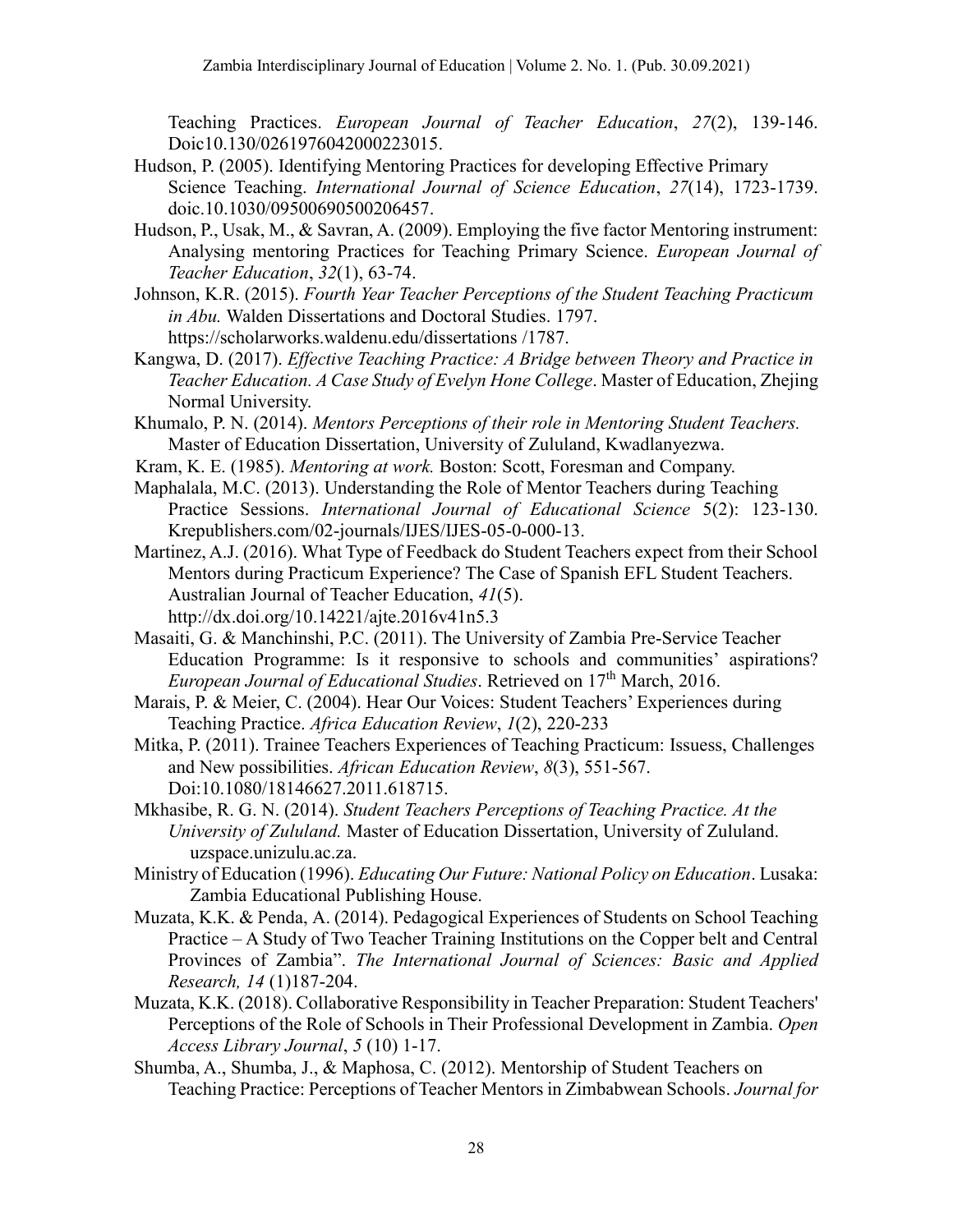Teaching Practices. *European Journal of Teacher Education*, *27*(2), 139-146. Doic10.130/0261976042000223015.

Hudson, P. (2005). Identifying Mentoring Practices for developing Effective Primary Science Teaching. *International Journal of Science Education*, *27*(14), 1723-1739. doic.10.1030/09500690500206457.

Hudson, P., Usak, M., & Savran, A. (2009). Employing the five factor Mentoring instrument: Analysing mentoring Practices for Teaching Primary Science. *European Journal of Teacher Education*, *32*(1), 63-74.

Johnson, K.R. (2015). *Fourth Year Teacher Perceptions of the Student Teaching Practicum in Abu.* Walden Dissertations and Doctoral Studies. 1797. https://scholarworks.waldenu.edu/dissertations /1787.

Kangwa, D. (2017). *Effective Teaching Practice: A Bridge between Theory and Practice in Teacher Education. A Case Study of Evelyn Hone College*. Master of Education, Zhejing Normal University.

Khumalo, P. N. (2014). *Mentors Perceptions of their role in Mentoring Student Teachers.* Master of Education Dissertation, University of Zululand, Kwadlanyezwa.

Kram, K. E. (1985). *Mentoring at work.* Boston: Scott, Foresman and Company.

Maphalala, M.C. (2013). Understanding the Role of Mentor Teachers during Teaching Practice Sessions. *International Journal of Educational Science* 5(2): 123-130. Krepublishers.com/02-journals/IJES/IJES-05-0-000-13.

Martinez, A.J. (2016). What Type of Feedback do Student Teachers expect from their School Mentors during Practicum Experience? The Case of Spanish EFL Student Teachers. Australian Journal of Teacher Education, *41*(5). http://dx.doi.org/10.14221/ajte.2016v41n5.3

Masaiti, G. & Manchinshi, P.C. (2011). The University of Zambia Pre-Service Teacher Education Programme: Is it responsive to schools and communities' aspirations? *European Journal of Educational Studies*. Retrieved on 17th March, 2016.

Marais, P. & Meier, C. (2004). Hear Our Voices: Student Teachers' Experiences during Teaching Practice. *Africa Education Review*, *1*(2), 220-233

Mitka, P. (2011). Trainee Teachers Experiences of Teaching Practicum: Issuess, Challenges and New possibilities. *African Education Review*, *8*(3), 551-567. Doi:10.1080/18146627.2011.618715.

Mkhasibe, R. G. N. (2014). *Student Teachers Perceptions of Teaching Practice. At the University of Zululand.* Master of Education Dissertation, University of Zululand. uzspace.unizulu.ac.za.

Ministry of Education (1996). *Educating Our Future: National Policy on Education*. Lusaka: Zambia Educational Publishing House.

Muzata, K.K. & Penda, A. (2014). Pedagogical Experiences of Students on School Teaching Practice – A Study of Two Teacher Training Institutions on the Copper belt and Central Provinces of Zambia". *The International Journal of Sciences: Basic and Applied Research, 14* (1)187-204.

Muzata, K.K. (2018). Collaborative Responsibility in Teacher Preparation: Student Teachers' Perceptions of the Role of Schools in Their Professional Development in Zambia. *Open Access Library Journal*, *5* (10) 1-17.

Shumba, A., Shumba, J., & Maphosa, C. (2012). Mentorship of Student Teachers on Teaching Practice: Perceptions of Teacher Mentors in Zimbabwean Schools. *Journal for*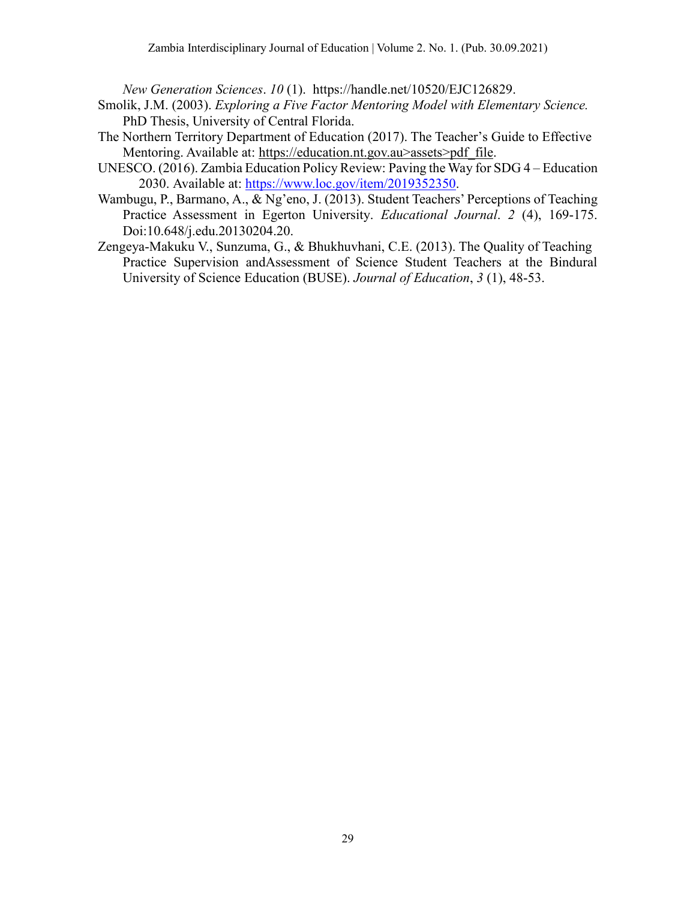*New Generation Sciences*. *10* (1). https://handle.net/10520/EJC126829.

Smolik, J.M. (2003). *Exploring a Five Factor Mentoring Model with Elementary Science.* PhD Thesis, University of Central Florida.

The Northern Territory Department of Education (2017). The Teacher's Guide to Effective Mentoring. Available at: https://education.nt.gov.au>assets>pdf_file.

UNESCO. (2016). Zambia Education Policy Review: Paving the Way for SDG 4 – Education 2030. Available at: https://www.loc.gov/item/2019352350.

Wambugu, P., Barmano, A., & Ng'eno, J. (2013). Student Teachers' Perceptions of Teaching Practice Assessment in Egerton University. *Educational Journal*. *2* (4), 169-175. Doi:10.648/j.edu.20130204.20.

Zengeya-Makuku V., Sunzuma, G., & Bhukhuvhani, C.E. (2013). The Quality of Teaching Practice Supervision andAssessment of Science Student Teachers at the Bindural University of Science Education (BUSE). *Journal of Education*, *3* (1), 48-53.